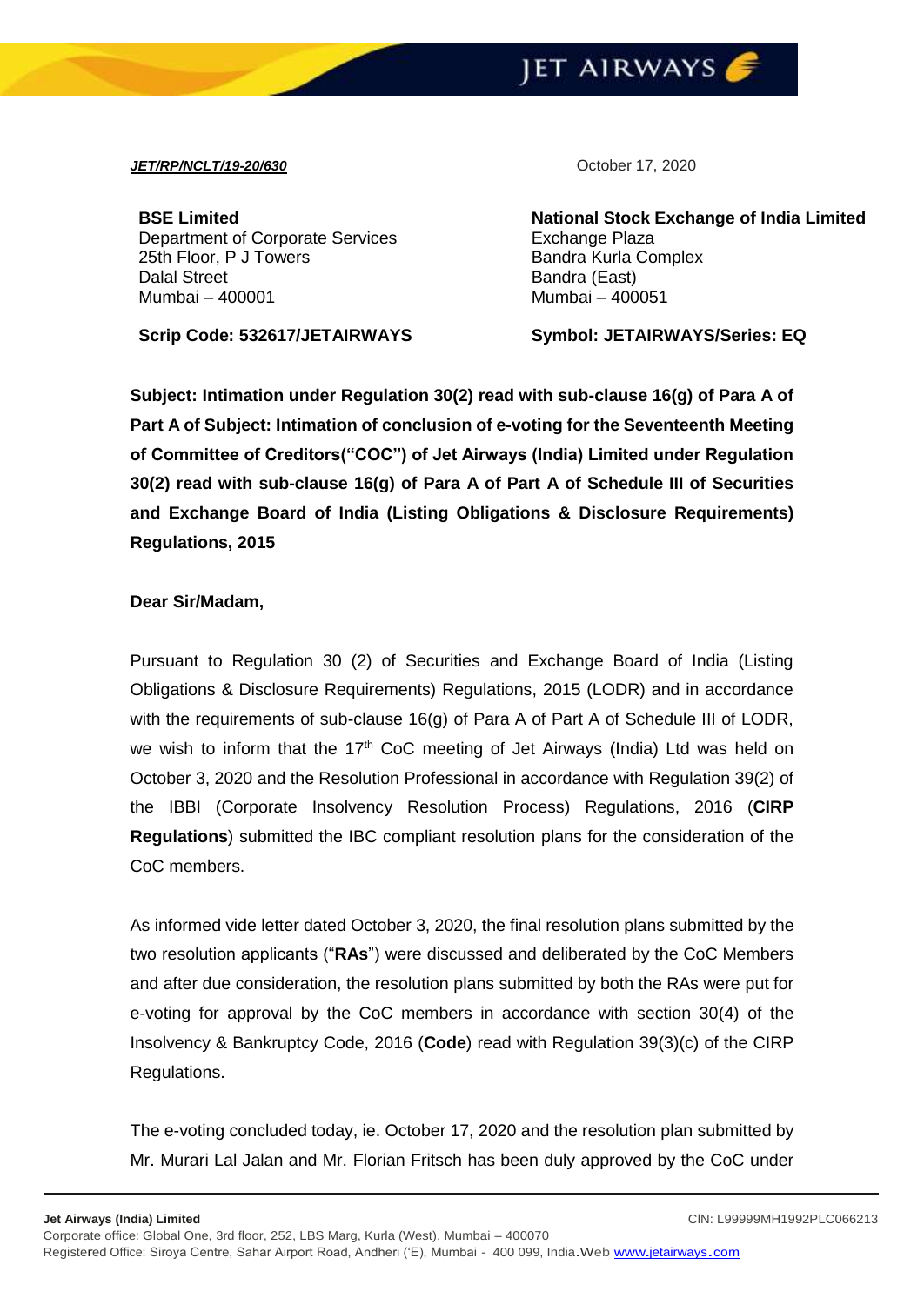***JET/RP/NCLT/19-20/630***

October 17, 2020

**BSE Limited**
Department of Corporate Services
25th Floor, P J Towers
Dalal Street
Mumbai – 400001

**Scrip Code: 532617/JETAIRWAYS**

**National Stock Exchange of India Limited**
Exchange Plaza
Bandra Kurla Complex
Bandra (East)
Mumbai – 400051

**Symbol: JETAIRWAYS/Series: EQ**

**Subject: Intimation under Regulation 30(2) read with sub-clause 16(g) of Para A of Part A of Subject: Intimation of conclusion of e-voting for the Seventeenth Meeting of Committee of Creditors("COC") of Jet Airways (India) Limited under Regulation 30(2) read with sub-clause 16(g) of Para A of Part A of Schedule III of Securities and Exchange Board of India (Listing Obligations & Disclosure Requirements) Regulations, 2015**

**Dear Sir/Madam,**

Pursuant to Regulation 30 (2) of Securities and Exchange Board of India (Listing Obligations & Disclosure Requirements) Regulations, 2015 (LODR) and in accordance with the requirements of sub-clause 16(g) of Para A of Part A of Schedule III of LODR, we wish to inform that the 17th CoC meeting of Jet Airways (India) Ltd was held on October 3, 2020 and the Resolution Professional in accordance with Regulation 39(2) of the IBBI (Corporate Insolvency Resolution Process) Regulations, 2016 (**CIRP Regulations**) submitted the IBC compliant resolution plans for the consideration of the CoC members.

As informed vide letter dated October 3, 2020, the final resolution plans submitted by the two resolution applicants ("**RAs**") were discussed and deliberated by the CoC Members and after due consideration, the resolution plans submitted by both the RAs were put for e-voting for approval by the CoC members in accordance with section 30(4) of the Insolvency & Bankruptcy Code, 2016 (**Code**) read with Regulation 39(3)(c) of the CIRP Regulations.

The e-voting concluded today, ie. October 17, 2020 and the resolution plan submitted by Mr. Murari Lal Jalan and Mr. Florian Fritsch has been duly approved by the CoC under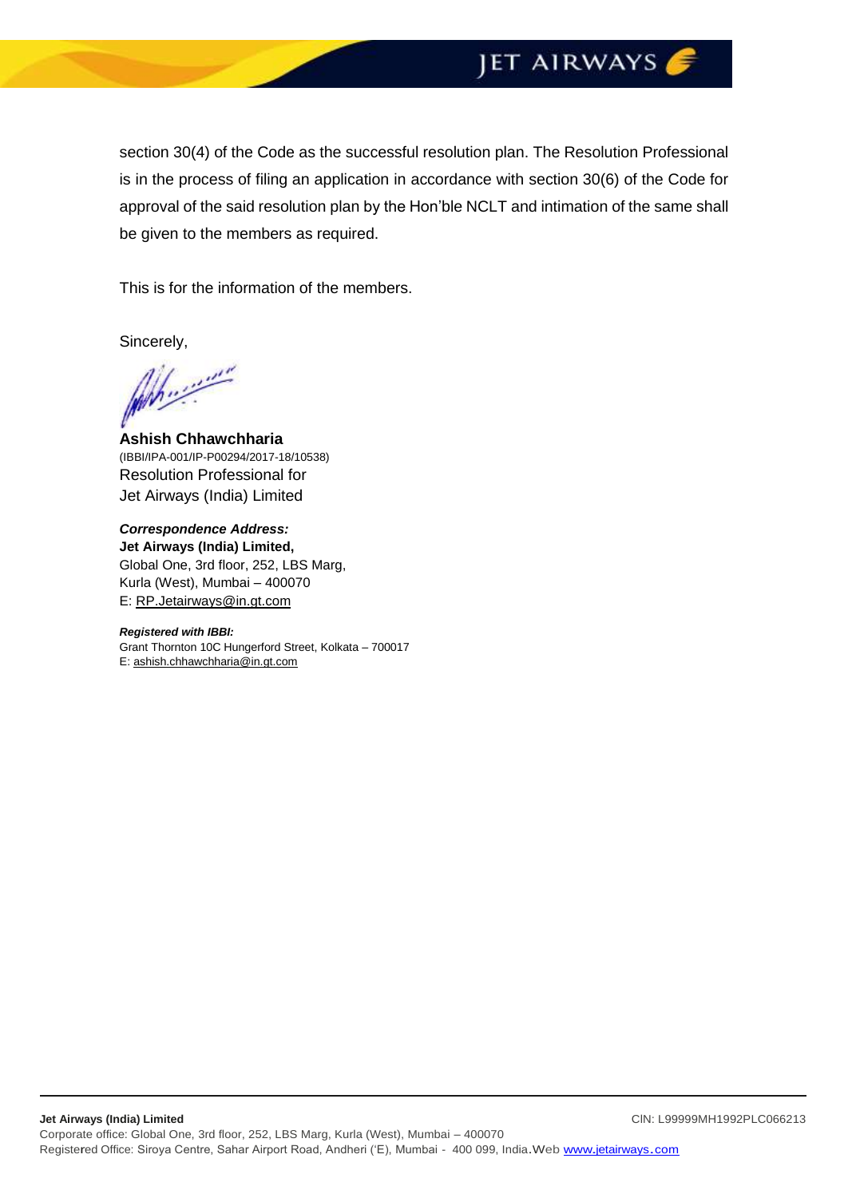section 30(4) of the Code as the successful resolution plan. The Resolution Professional is in the process of filing an application in accordance with section 30(6) of the Code for approval of the said resolution plan by the Hon'ble NCLT and intimation of the same shall be given to the members as required.

This is for the information of the members.

Sincerely,

**Ashish Chhawchharia**
(IBBI/IPA-001/IP-P00294/2017-18/10538)
Resolution Professional for
Jet Airways (India) Limited

***Correspondence Address:***
**Jet Airways (India) Limited,**
Global One, 3rd floor, 252, LBS Marg,
Kurla (West), Mumbai – 400070
E: RP.Jetairways@in.gt.com

***Registered with IBBI:***
Grant Thornton 10C Hungerford Street, Kolkata – 700017
E: ashish.chhawchharia@in.gt.com